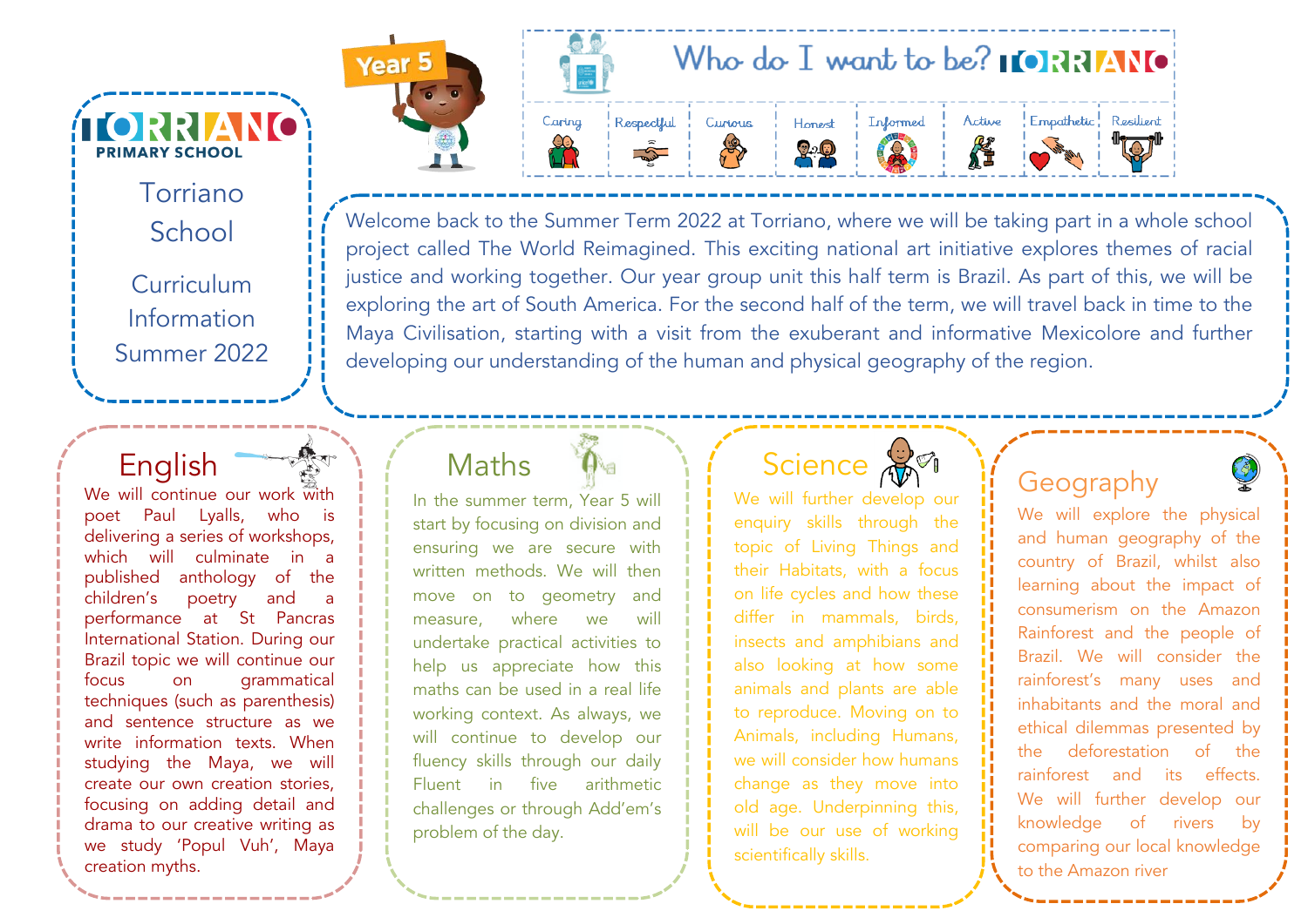# TORRIANO PRIMARY SCHOOL

Torriano School

Curriculum Information Summer 2022

Year 5

## Who do I want to be? TORRIANO

| Caring | Respectful | Curious | Honest | Informed | Active | Empathetic | Resilient |
|---|---|---|---|---|---|---|---|

Welcome back to the Summer Term 2022 at Torriano, where we will be taking part in a whole school project called The World Reimagined. This exciting national art initiative explores themes of racial justice and working together. Our year group unit this half term is Brazil. As part of this, we will be exploring the art of South America. For the second half of the term, we will travel back in time to the Maya Civilisation, starting with a visit from the exuberant and informative Mexicolore and further developing our understanding of the human and physical geography of the region.

## English

We will continue our work with poet Paul Lyalls, who is delivering a series of workshops, which will culminate in a published anthology of the children's poetry and a performance at St Pancras International Station. During our Brazil topic we will continue our focus on grammatical techniques (such as parenthesis) and sentence structure as we write information texts. When studying the Maya, we will create our own creation stories, focusing on adding detail and drama to our creative writing as we study 'Popul Vuh', Maya creation myths.

## Maths

In the summer term, Year 5 will start by focusing on division and ensuring we are secure with written methods. We will then move on to geometry and measure, where we will undertake practical activities to help us appreciate how this maths can be used in a real life working context. As always, we will continue to develop our fluency skills through our daily Fluent in five arithmetic challenges or through Add'em's problem of the day.

## Science

We will further develop our enquiry skills through the topic of Living Things and their Habitats, with a focus on life cycles and how these differ in mammals, birds, insects and amphibians and also looking at how some animals and plants are able to reproduce. Moving on to Animals, including Humans, we will consider how humans change as they move into old age. Underpinning this, will be our use of working scientifically skills.

## Geography

We will explore the physical and human geography of the country of Brazil, whilst also learning about the impact of consumerism on the Amazon Rainforest and the people of Brazil. We will consider the rainforest's many uses and inhabitants and the moral and ethical dilemmas presented by the deforestation of the rainforest and its effects. We will further develop our knowledge of rivers by comparing our local knowledge to the Amazon river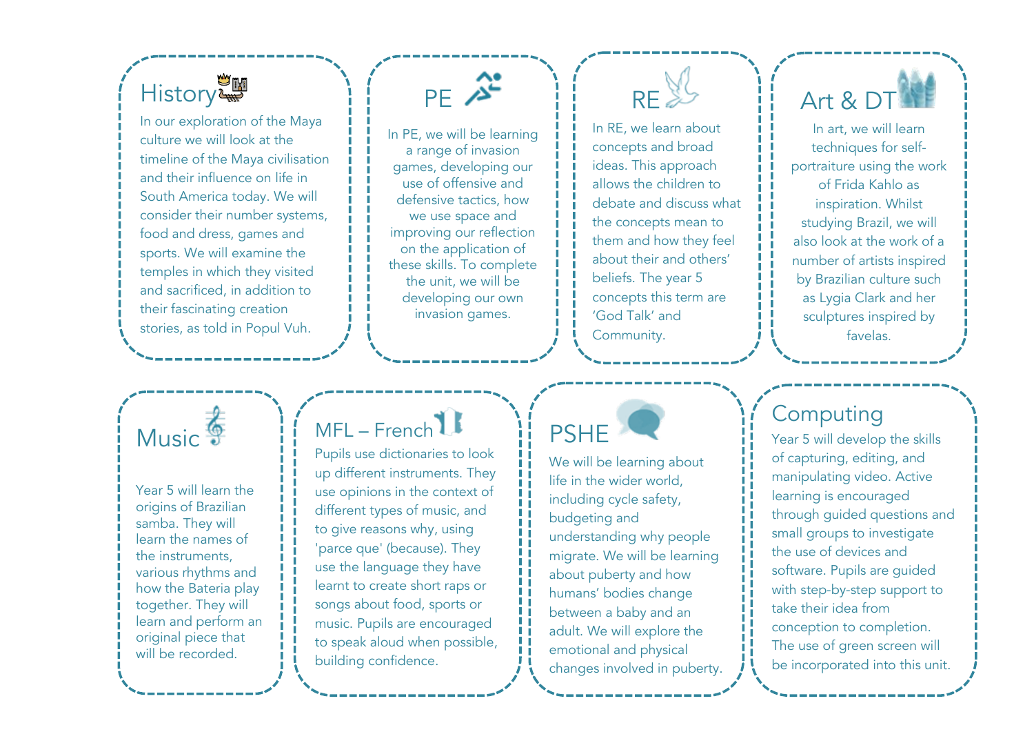## History

In our exploration of the Maya culture we will look at the timeline of the Maya civilisation and their influence on life in South America today. We will consider their number systems, food and dress, games and sports. We will examine the temples in which they visited and sacrificed, in addition to their fascinating creation stories, as told in Popul Vuh.

## PE

In PE, we will be learning a range of invasion games, developing our use of offensive and defensive tactics, how we use space and improving our reflection on the application of these skills. To complete the unit, we will be developing our own invasion games.

## RE

In RE, we learn about concepts and broad ideas. This approach allows the children to debate and discuss what the concepts mean to them and how they feel about their and others' beliefs. The year 5 concepts this term are 'God Talk' and Community.

## Art & DT

In art, we will learn techniques for self-portraiture using the work of Frida Kahlo as inspiration. Whilst studying Brazil, we will also look at the work of a number of artists inspired by Brazilian culture such as Lygia Clark and her sculptures inspired by favelas.

## Music

Year 5 will learn the origins of Brazilian samba. They will learn the names of the instruments, various rhythms and how the Bateria play together. They will learn and perform an original piece that will be recorded.

## MFL – French

Pupils use dictionaries to look up different instruments. They use opinions in the context of different types of music, and to give reasons why, using 'parce que' (because). They use the language they have learnt to create short raps or songs about food, sports or music. Pupils are encouraged to speak aloud when possible, building confidence.

## PSHE

We will be learning about life in the wider world, including cycle safety, budgeting and understanding why people migrate. We will be learning about puberty and how humans' bodies change between a baby and an adult. We will explore the emotional and physical changes involved in puberty.

## Computing

Year 5 will develop the skills of capturing, editing, and manipulating video. Active learning is encouraged through guided questions and small groups to investigate the use of devices and software. Pupils are guided with step-by-step support to take their idea from conception to completion. The use of green screen will be incorporated into this unit.